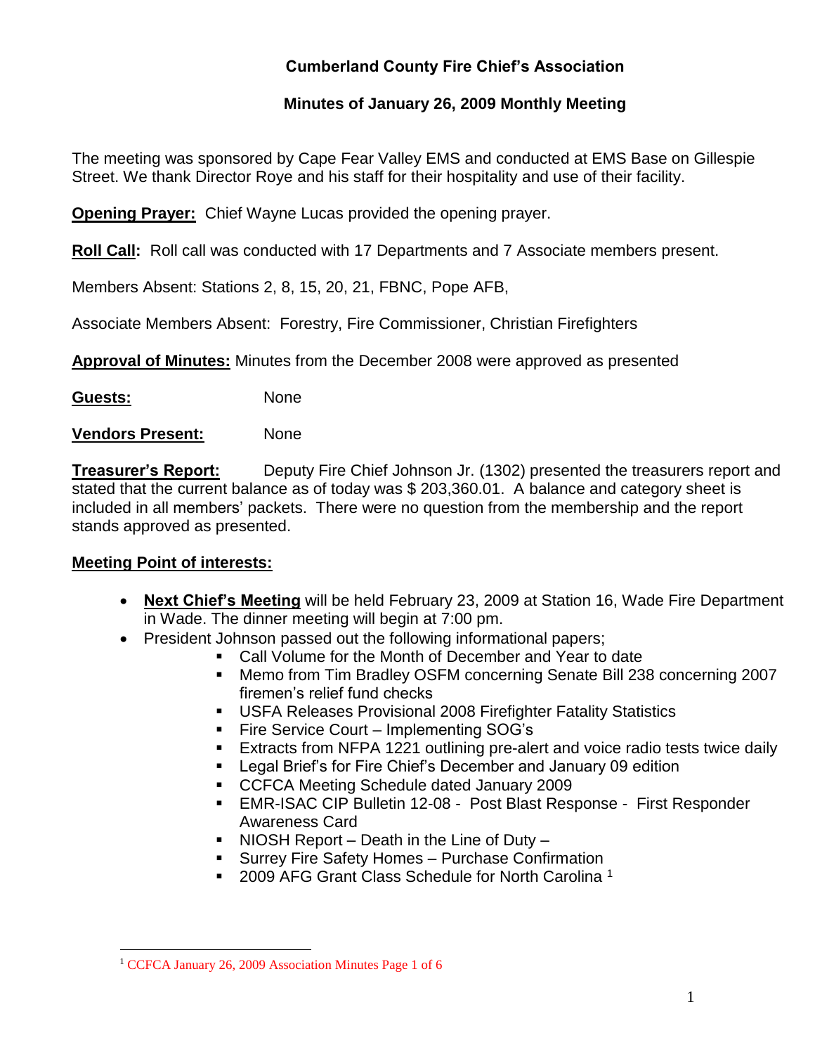# Cumberland County Fire Chief's Association

## Minutes of January 26, 2009 Monthly Meeting

The meeting was sponsored by Cape Fear Valley EMS and conducted at EMS Base on Gillespie Street. We thank Director Roye and his staff for their hospitality and use of their facility.

**Opening Prayer:** Chief Wayne Lucas provided the opening prayer.

**Roll Call:** Roll call was conducted with 17 Departments and 7 Associate members present.

Members Absent: Stations 2, 8, 15, 20, 21, FBNC, Pope AFB,

Associate Members Absent: Forestry, Fire Commissioner, Christian Firefighters

**Approval of Minutes:** Minutes from the December 2008 were approved as presented

**Guests:** None

**Vendors Present:** None

**Treasurer's Report:** Deputy Fire Chief Johnson Jr. (1302) presented the treasurers report and stated that the current balance as of today was $ 203,360.01. A balance and category sheet is included in all members' packets. There were no question from the membership and the report stands approved as presented.

**Meeting Point of interests:**

- **Next Chief's Meeting** will be held February 23, 2009 at Station 16, Wade Fire Department in Wade. The dinner meeting will begin at 7:00 pm.
- President Johnson passed out the following informational papers;
  - Call Volume for the Month of December and Year to date
  - Memo from Tim Bradley OSFM concerning Senate Bill 238 concerning 2007 firemen's relief fund checks
  - USFA Releases Provisional 2008 Firefighter Fatality Statistics
  - Fire Service Court – Implementing SOG's
  - Extracts from NFPA 1221 outlining pre-alert and voice radio tests twice daily
  - Legal Brief's for Fire Chief's December and January 09 edition
  - CCFCA Meeting Schedule dated January 2009
  - EMR-ISAC CIP Bulletin 12-08 - Post Blast Response - First Responder Awareness Card
  - NIOSH Report – Death in the Line of Duty –
  - Surrey Fire Safety Homes – Purchase Confirmation
  - 2009 AFG Grant Class Schedule for North Carolina [1]

[1] CCFCA January 26, 2009 Association Minutes Page 1 of 6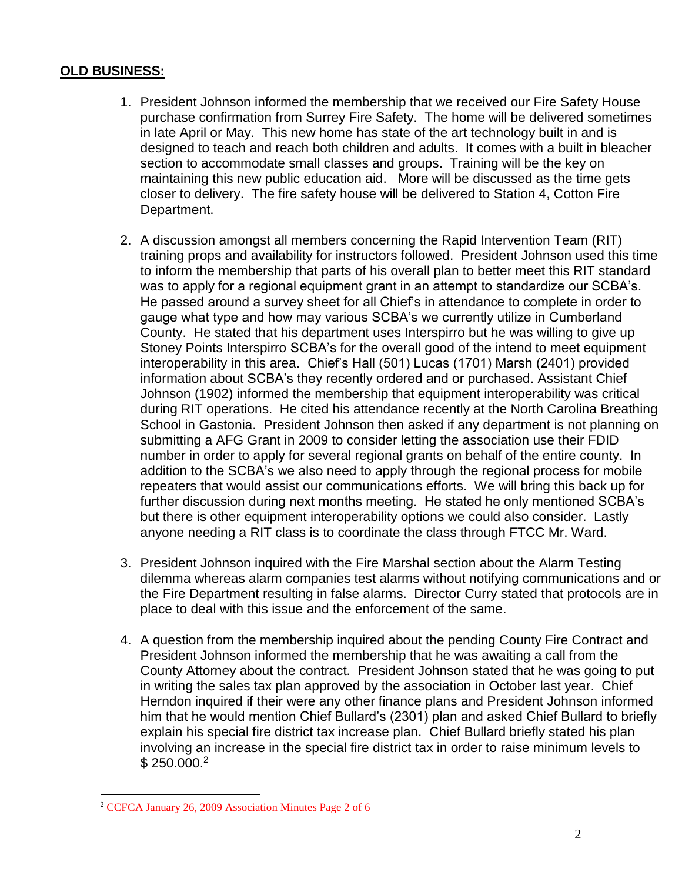## OLD BUSINESS:

1. President Johnson informed the membership that we received our Fire Safety House purchase confirmation from Surrey Fire Safety. The home will be delivered sometimes in late April or May. This new home has state of the art technology built in and is designed to teach and reach both children and adults. It comes with a built in bleacher section to accommodate small classes and groups. Training will be the key on maintaining this new public education aid. More will be discussed as the time gets closer to delivery. The fire safety house will be delivered to Station 4, Cotton Fire Department.

2. A discussion amongst all members concerning the Rapid Intervention Team (RIT) training props and availability for instructors followed. President Johnson used this time to inform the membership that parts of his overall plan to better meet this RIT standard was to apply for a regional equipment grant in an attempt to standardize our SCBA's. He passed around a survey sheet for all Chief's in attendance to complete in order to gauge what type and how may various SCBA's we currently utilize in Cumberland County. He stated that his department uses Interspirro but he was willing to give up Stoney Points Interspirro SCBA's for the overall good of the intend to meet equipment interoperability in this area. Chief's Hall (501) Lucas (1701) Marsh (2401) provided information about SCBA's they recently ordered and or purchased. Assistant Chief Johnson (1902) informed the membership that equipment interoperability was critical during RIT operations. He cited his attendance recently at the North Carolina Breathing School in Gastonia. President Johnson then asked if any department is not planning on submitting a AFG Grant in 2009 to consider letting the association use their FDID number in order to apply for several regional grants on behalf of the entire county. In addition to the SCBA's we also need to apply through the regional process for mobile repeaters that would assist our communications efforts. We will bring this back up for further discussion during next months meeting. He stated he only mentioned SCBA's but there is other equipment interoperability options we could also consider. Lastly anyone needing a RIT class is to coordinate the class through FTCC Mr. Ward.

3. President Johnson inquired with the Fire Marshal section about the Alarm Testing dilemma whereas alarm companies test alarms without notifying communications and or the Fire Department resulting in false alarms. Director Curry stated that protocols are in place to deal with this issue and the enforcement of the same.

4. A question from the membership inquired about the pending County Fire Contract and President Johnson informed the membership that he was awaiting a call from the County Attorney about the contract. President Johnson stated that he was going to put in writing the sales tax plan approved by the association in October last year. Chief Herndon inquired if their were any other finance plans and President Johnson informed him that he would mention Chief Bullard's (2301) plan and asked Chief Bullard to briefly explain his special fire district tax increase plan. Chief Bullard briefly stated his plan involving an increase in the special fire district tax in order to raise minimum levels to $ 250.000.[2]

[2] CCFCA January 26, 2009 Association Minutes Page 2 of 6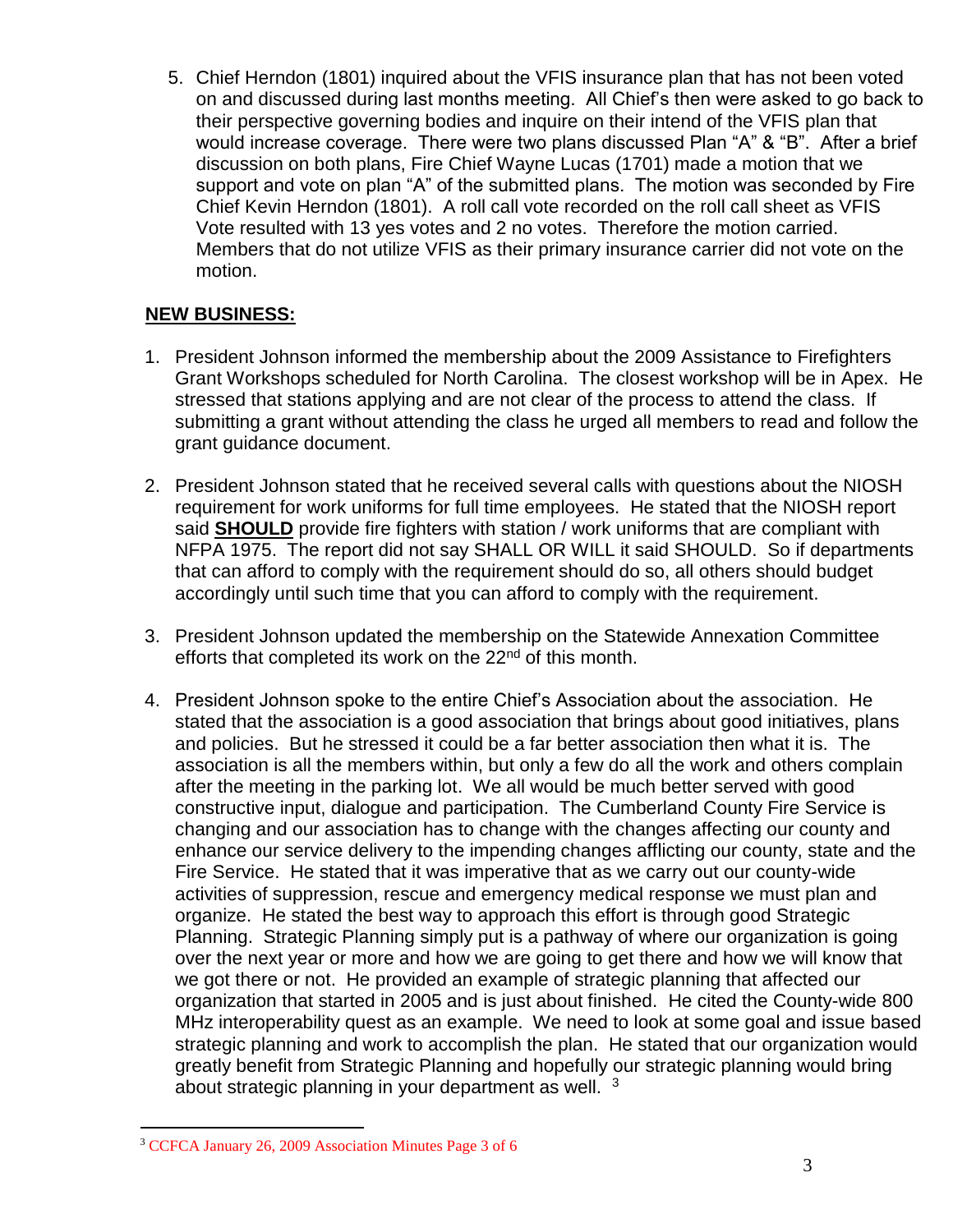5. Chief Herndon (1801) inquired about the VFIS insurance plan that has not been voted on and discussed during last months meeting. All Chief's then were asked to go back to their perspective governing bodies and inquire on their intend of the VFIS plan that would increase coverage. There were two plans discussed Plan "A" & "B". After a brief discussion on both plans, Fire Chief Wayne Lucas (1701) made a motion that we support and vote on plan "A" of the submitted plans. The motion was seconded by Fire Chief Kevin Herndon (1801). A roll call vote recorded on the roll call sheet as VFIS Vote resulted with 13 yes votes and 2 no votes. Therefore the motion carried. Members that do not utilize VFIS as their primary insurance carrier did not vote on the motion.

## NEW BUSINESS:

1. President Johnson informed the membership about the 2009 Assistance to Firefighters Grant Workshops scheduled for North Carolina. The closest workshop will be in Apex. He stressed that stations applying and are not clear of the process to attend the class. If submitting a grant without attending the class he urged all members to read and follow the grant guidance document.

2. President Johnson stated that he received several calls with questions about the NIOSH requirement for work uniforms for full time employees. He stated that the NIOSH report said **SHOULD** provide fire fighters with station / work uniforms that are compliant with NFPA 1975. The report did not say SHALL OR WILL it said SHOULD. So if departments that can afford to comply with the requirement should do so, all others should budget accordingly until such time that you can afford to comply with the requirement.

3. President Johnson updated the membership on the Statewide Annexation Committee efforts that completed its work on the 22nd of this month.

4. President Johnson spoke to the entire Chief's Association about the association. He stated that the association is a good association that brings about good initiatives, plans and policies. But he stressed it could be a far better association then what it is. The association is all the members within, but only a few do all the work and others complain after the meeting in the parking lot. We all would be much better served with good constructive input, dialogue and participation. The Cumberland County Fire Service is changing and our association has to change with the changes affecting our county and enhance our service delivery to the impending changes afflicting our county, state and the Fire Service. He stated that it was imperative that as we carry out our county-wide activities of suppression, rescue and emergency medical response we must plan and organize. He stated the best way to approach this effort is through good Strategic Planning. Strategic Planning simply put is a pathway of where our organization is going over the next year or more and how we are going to get there and how we will know that we got there or not. He provided an example of strategic planning that affected our organization that started in 2005 and is just about finished. He cited the County-wide 800 MHz interoperability quest as an example. We need to look at some goal and issue based strategic planning and work to accomplish the plan. He stated that our organization would greatly benefit from Strategic Planning and hopefully our strategic planning would bring about strategic planning in your department as well. [3]

[3] CCFCA January 26, 2009 Association Minutes Page 3 of 6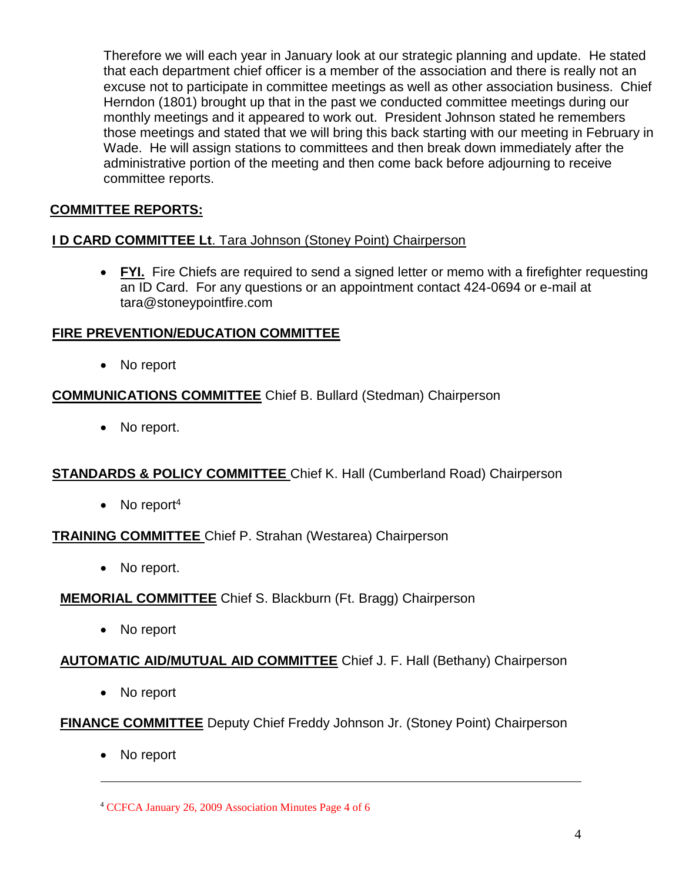Therefore we will each year in January look at our strategic planning and update. He stated that each department chief officer is a member of the association and there is really not an excuse not to participate in committee meetings as well as other association business. Chief Herndon (1801) brought up that in the past we conducted committee meetings during our monthly meetings and it appeared to work out. President Johnson stated he remembers those meetings and stated that we will bring this back starting with our meeting in February in Wade. He will assign stations to committees and then break down immediately after the administrative portion of the meeting and then come back before adjourning to receive committee reports.

## COMMITTEE REPORTS:

### I D CARD COMMITTEE Lt. Tara Johnson (Stoney Point) Chairperson

- **FYI.** Fire Chiefs are required to send a signed letter or memo with a firefighter requesting an ID Card. For any questions or an appointment contact 424-0694 or e-mail at tara@stoneypointfire.com

### FIRE PREVENTION/EDUCATION COMMITTEE

- No report

### COMMUNICATIONS COMMITTEE Chief B. Bullard (Stedman) Chairperson

- No report.

### STANDARDS & POLICY COMMITTEE Chief K. Hall (Cumberland Road) Chairperson

- No report[4]

### TRAINING COMMITTEE Chief P. Strahan (Westarea) Chairperson

- No report.

### MEMORIAL COMMITTEE Chief S. Blackburn (Ft. Bragg) Chairperson

- No report

### AUTOMATIC AID/MUTUAL AID COMMITTEE Chief J. F. Hall (Bethany) Chairperson

- No report

### FINANCE COMMITTEE Deputy Chief Freddy Johnson Jr. (Stoney Point) Chairperson

- No report

---

[4] CCFCA January 26, 2009 Association Minutes Page 4 of 6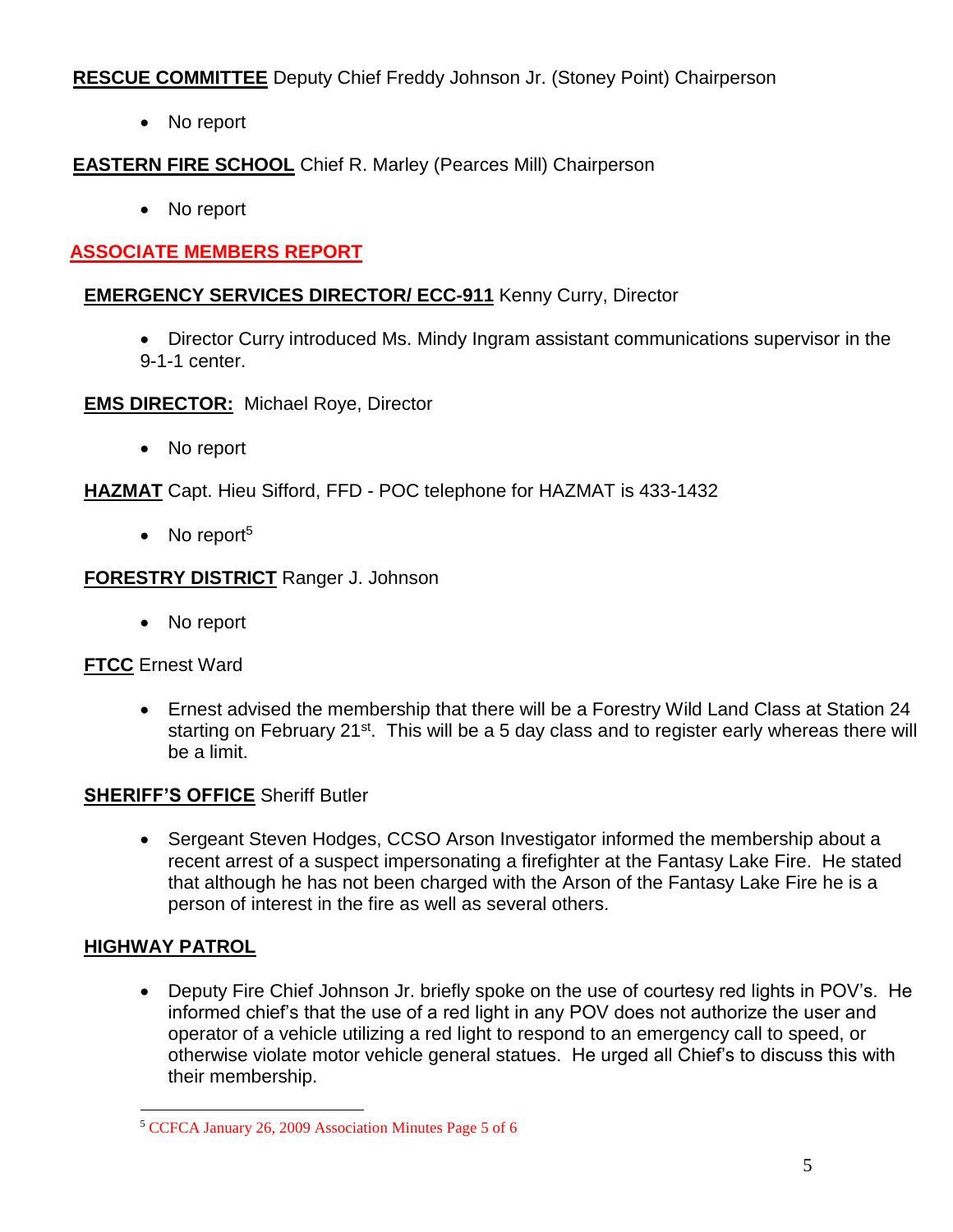**RESCUE COMMITTEE** Deputy Chief Freddy Johnson Jr. (Stoney Point) Chairperson

- No report

**EASTERN FIRE SCHOOL** Chief R. Marley (Pearces Mill) Chairperson

- No report

## ASSOCIATE MEMBERS REPORT

**EMERGENCY SERVICES DIRECTOR/ ECC-911** Kenny Curry, Director

- Director Curry introduced Ms. Mindy Ingram assistant communications supervisor in the 9-1-1 center.

**EMS DIRECTOR:** Michael Roye, Director

- No report

**HAZMAT** Capt. Hieu Sifford, FFD - POC telephone for HAZMAT is 433-1432

- No report[5]

**FORESTRY DISTRICT** Ranger J. Johnson

- No report

**FTCC** Ernest Ward

- Ernest advised the membership that there will be a Forestry Wild Land Class at Station 24 starting on February 21st. This will be a 5 day class and to register early whereas there will be a limit.

**SHERIFF'S OFFICE** Sheriff Butler

- Sergeant Steven Hodges, CCSO Arson Investigator informed the membership about a recent arrest of a suspect impersonating a firefighter at the Fantasy Lake Fire. He stated that although he has not been charged with the Arson of the Fantasy Lake Fire he is a person of interest in the fire as well as several others.

**HIGHWAY PATROL**

- Deputy Fire Chief Johnson Jr. briefly spoke on the use of courtesy red lights in POV's. He informed chief's that the use of a red light in any POV does not authorize the user and operator of a vehicle utilizing a red light to respond to an emergency call to speed, or otherwise violate motor vehicle general statues. He urged all Chief's to discuss this with their membership.

[5] CCFCA January 26, 2009 Association Minutes Page 5 of 6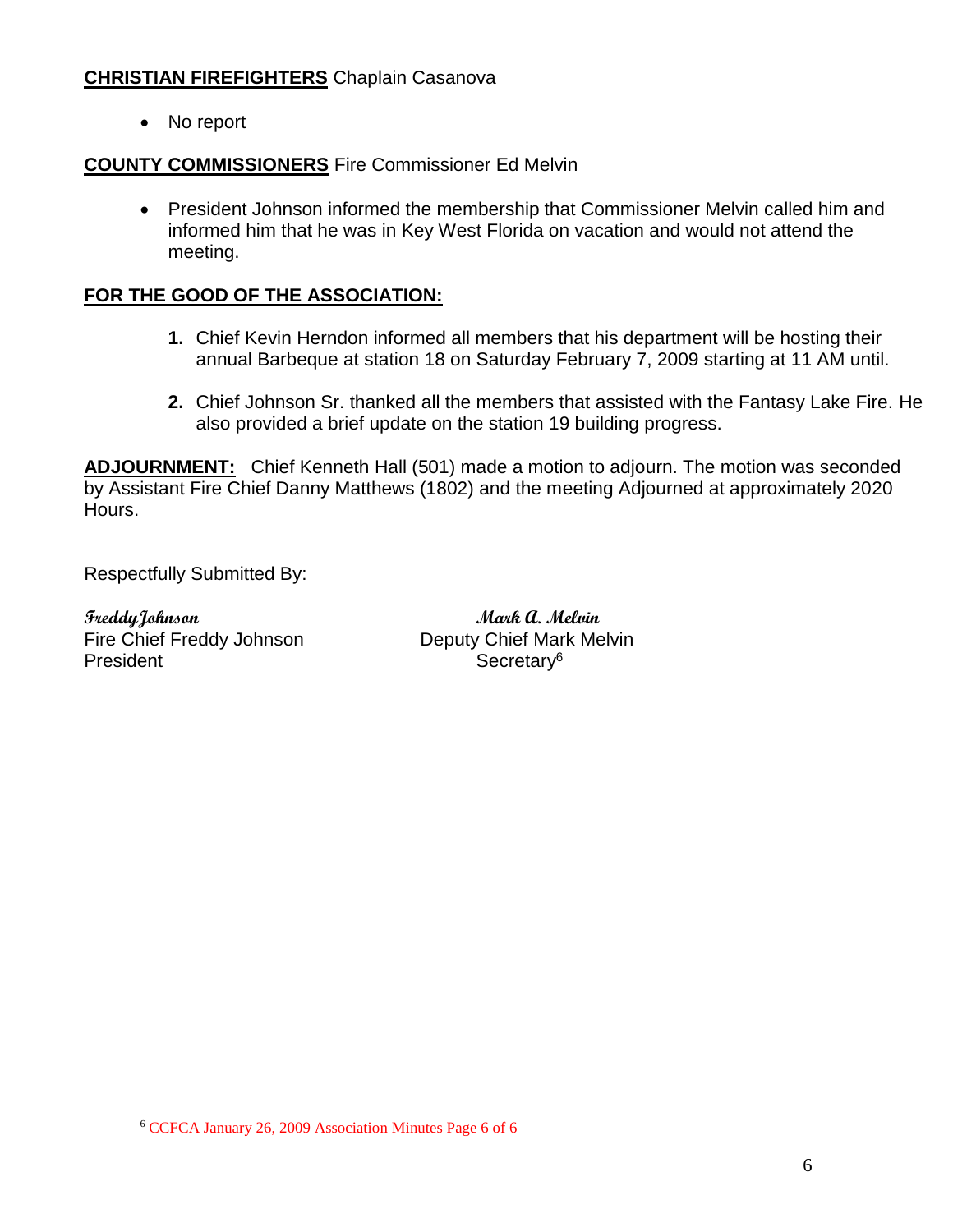**CHRISTIAN FIREFIGHTERS** Chaplain Casanova

- No report

**COUNTY COMMISSIONERS** Fire Commissioner Ed Melvin

- President Johnson informed the membership that Commissioner Melvin called him and informed him that he was in Key West Florida on vacation and would not attend the meeting.

**FOR THE GOOD OF THE ASSOCIATION:**

1. Chief Kevin Herndon informed all members that his department will be hosting their annual Barbeque at station 18 on Saturday February 7, 2009 starting at 11 AM until.
2. Chief Johnson Sr. thanked all the members that assisted with the Fantasy Lake Fire. He also provided a brief update on the station 19 building progress.

**ADJOURNMENT:** Chief Kenneth Hall (501) made a motion to adjourn. The motion was seconded by Assistant Fire Chief Danny Matthews (1802) and the meeting Adjourned at approximately 2020 Hours.

Respectfully Submitted By:

*Freddy Johnson*
Fire Chief Freddy Johnson
President

*Mark A. Melvin*
Deputy Chief Mark Melvin
Secretary[6]

[6] CCFCA January 26, 2009 Association Minutes Page 6 of 6